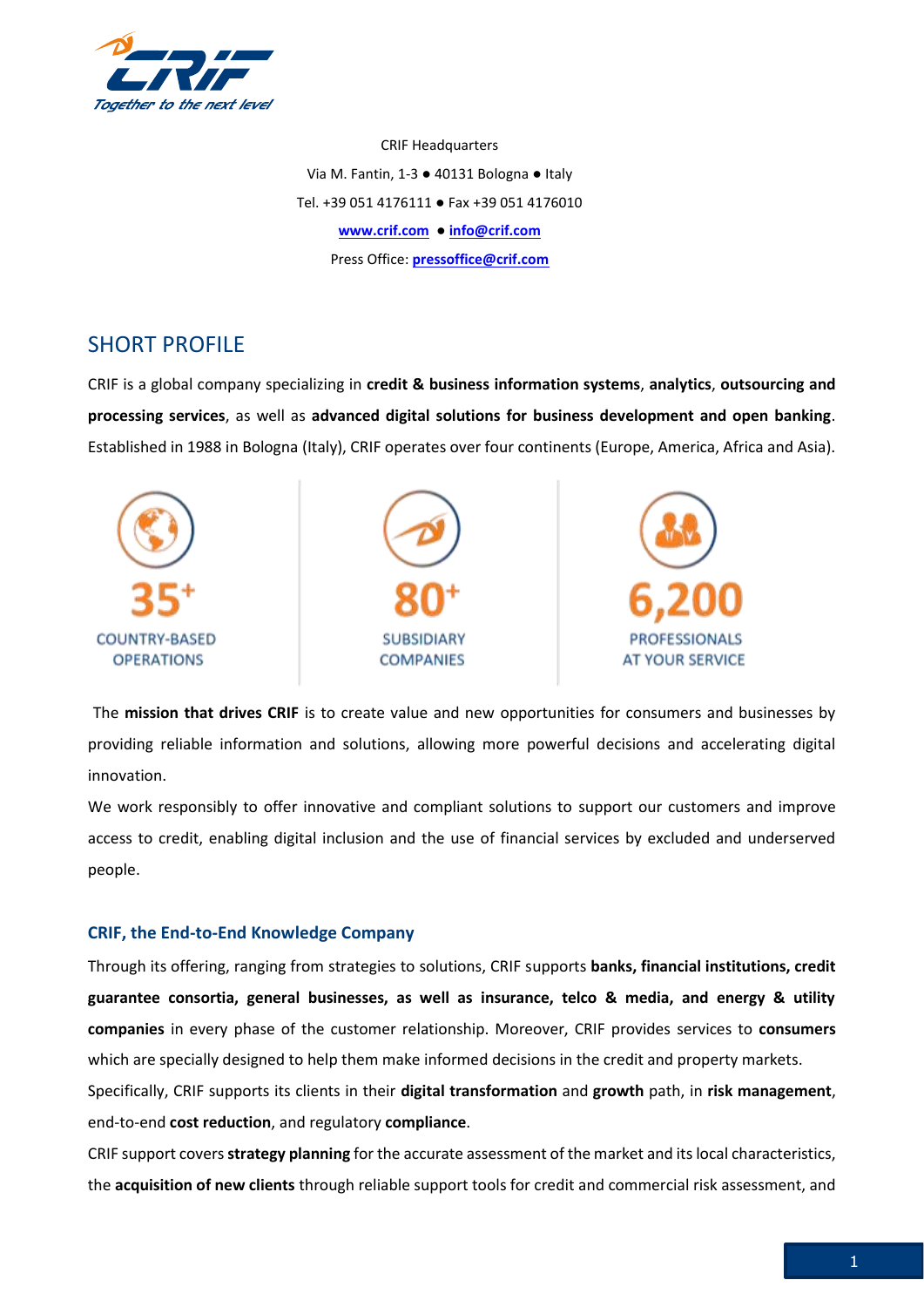CRIF Headquarters

Via M. Fantin, 1-3 ● 40131 Bologna ● Italy

Tel. +39 051 4176111 ● Fax +39 051 4176010

[www.crif.com](http://www.crif.com) ● [info@crif.com](mailto:info@crif.com)

Press Office: [pressoffice@crif.com](mailto:pressoffice@crif.com)

## SHORT PROFILE

CRIF is a global company specializing in **credit & business information systems**, **analytics**, **outsourcing and processing services**, as well as **advanced digital solutions for business development and open banking**. Established in 1988 in Bologna (Italy), CRIF operates over four continents (Europe, America, Africa and Asia).

**35+** COUNTRY-BASED OPERATIONS

**80+** SUBSIDIARY COMPANIES

**6,200** PROFESSIONALS AT YOUR SERVICE

The **mission that drives CRIF** is to create value and new opportunities for consumers and businesses by providing reliable information and solutions, allowing more powerful decisions and accelerating digital innovation.

We work responsibly to offer innovative and compliant solutions to support our customers and improve access to credit, enabling digital inclusion and the use of financial services by excluded and underserved people.

### CRIF, the End-to-End Knowledge Company

Through its offering, ranging from strategies to solutions, CRIF supports **banks, financial institutions, credit guarantee consortia, general businesses, as well as insurance, telco & media, and energy & utility companies** in every phase of the customer relationship. Moreover, CRIF provides services to **consumers** which are specially designed to help them make informed decisions in the credit and property markets.

Specifically, CRIF supports its clients in their **digital transformation** and **growth** path, in **risk management**, end-to-end **cost reduction**, and regulatory **compliance**.

CRIF support covers **strategy planning** for the accurate assessment of the market and its local characteristics, the **acquisition of new clients** through reliable support tools for credit and commercial risk assessment, and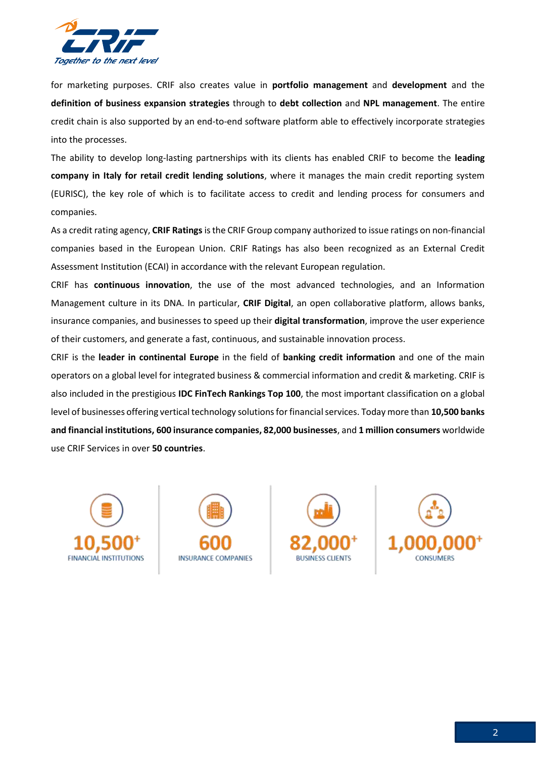for marketing purposes. CRIF also creates value in **portfolio management** and **development** and the **definition of business expansion strategies** through to **debt collection** and **NPL management**. The entire credit chain is also supported by an end-to-end software platform able to effectively incorporate strategies into the processes.

The ability to develop long-lasting partnerships with its clients has enabled CRIF to become the **leading company in Italy for retail credit lending solutions**, where it manages the main credit reporting system (EURISC), the key role of which is to facilitate access to credit and lending process for consumers and companies.

As a credit rating agency, **CRIF Ratings** is the CRIF Group company authorized to issue ratings on non-financial companies based in the European Union. CRIF Ratings has also been recognized as an External Credit Assessment Institution (ECAI) in accordance with the relevant European regulation.

CRIF has **continuous innovation**, the use of the most advanced technologies, and an Information Management culture in its DNA. In particular, **CRIF Digital**, an open collaborative platform, allows banks, insurance companies, and businesses to speed up their **digital transformation**, improve the user experience of their customers, and generate a fast, continuous, and sustainable innovation process.

CRIF is the **leader in continental Europe** in the field of **banking credit information** and one of the main operators on a global level for integrated business & commercial information and credit & marketing. CRIF is also included in the prestigious **IDC FinTech Rankings Top 100**, the most important classification on a global level of businesses offering vertical technology solutions for financial services. Today more than **10,500 banks and financial institutions, 600 insurance companies, 82,000 businesses**, and **1 million consumers** worldwide use CRIF Services in over **50 countries**.

| 10,500+ | 600 | 82,000+ | 1,000,000+ |
|---|---|---|---|
| FINANCIAL INSTITUTIONS | INSURANCE COMPANIES | BUSINESS CLIENTS | CONSUMERS |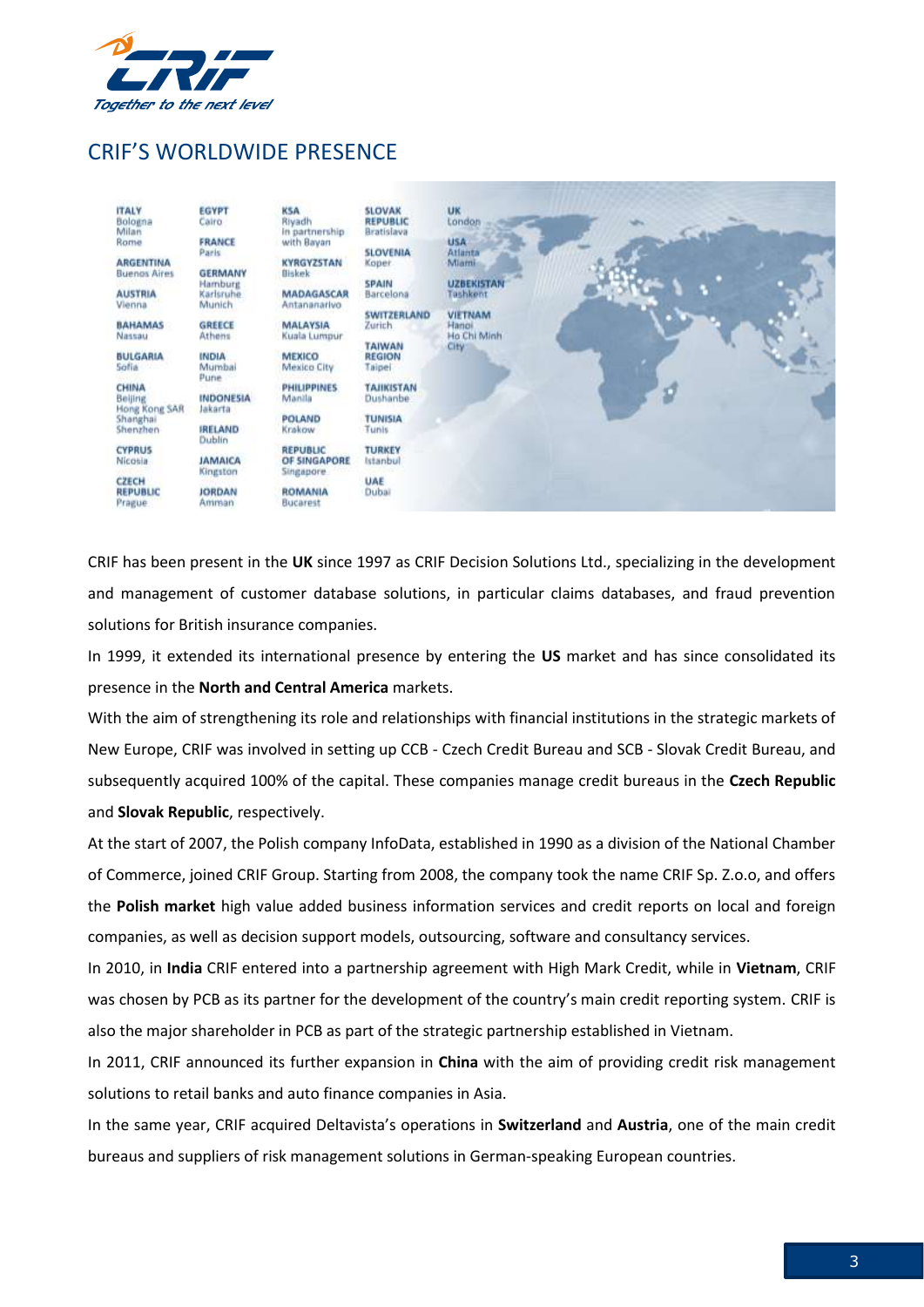## CRIF'S WORLDWIDE PRESENCE

**ITALY**
Bologna
Milan
Rome

**ARGENTINA**
Buenos Aires

**AUSTRIA**
Vienna

**BAHAMAS**
Nassau

**BULGARIA**
Sofia

**CHINA**
Beijing
Hong Kong SAR
Shanghai
Shenzhen

**CYPRUS**
Nicosia

**CZECH REPUBLIC**
Prague

**EGYPT**
Cairo

**FRANCE**
Paris

**GERMANY**
Hamburg
Karlsruhe
Munich

**GREECE**
Athens

**INDIA**
Mumbai
Pune

**INDONESIA**
Jakarta

**IRELAND**
Dublin

**JAMAICA**
Kingston

**JORDAN**
Amman

**KSA**
Riyadh
In partnership with Bayan

**KYRGYZSTAN**
Biskek

**MADAGASCAR**
Antananarivo

**MALAYSIA**
Kuala Lumpur

**MEXICO**
Mexico City

**PHILIPPINES**
Manila

**POLAND**
Krakow

**REPUBLIC OF SINGAPORE**
Singapore

**ROMANIA**
Bucarest

**SLOVAK REPUBLIC**
Bratislava

**SLOVENIA**
Koper

**SPAIN**
Barcelona

**SWITZERLAND**
Zurich

**TAIWAN REGION**
Taipei

**TAJIKISTAN**
Dushanbe

**TUNISIA**
Tunis

**TURKEY**
Istanbul

**UAE**
Dubai

**UK**
London

**USA**
Atlanta
Miami

**UZBEKISTAN**
Tashkent

**VIETNAM**
Hanoi
Ho Chi Minh City

CRIF has been present in the **UK** since 1997 as CRIF Decision Solutions Ltd., specializing in the development and management of customer database solutions, in particular claims databases, and fraud prevention solutions for British insurance companies.

In 1999, it extended its international presence by entering the **US** market and has since consolidated its presence in the **North and Central America** markets.

With the aim of strengthening its role and relationships with financial institutions in the strategic markets of New Europe, CRIF was involved in setting up CCB - Czech Credit Bureau and SCB - Slovak Credit Bureau, and subsequently acquired 100% of the capital. These companies manage credit bureaus in the **Czech Republic** and **Slovak Republic**, respectively.

At the start of 2007, the Polish company InfoData, established in 1990 as a division of the National Chamber of Commerce, joined CRIF Group. Starting from 2008, the company took the name CRIF Sp. Z.o.o, and offers the **Polish market** high value added business information services and credit reports on local and foreign companies, as well as decision support models, outsourcing, software and consultancy services.

In 2010, in **India** CRIF entered into a partnership agreement with High Mark Credit, while in **Vietnam**, CRIF was chosen by PCB as its partner for the development of the country's main credit reporting system. CRIF is also the major shareholder in PCB as part of the strategic partnership established in Vietnam.

In 2011, CRIF announced its further expansion in **China** with the aim of providing credit risk management solutions to retail banks and auto finance companies in Asia.

In the same year, CRIF acquired Deltavista's operations in **Switzerland** and **Austria**, one of the main credit bureaus and suppliers of risk management solutions in German-speaking European countries.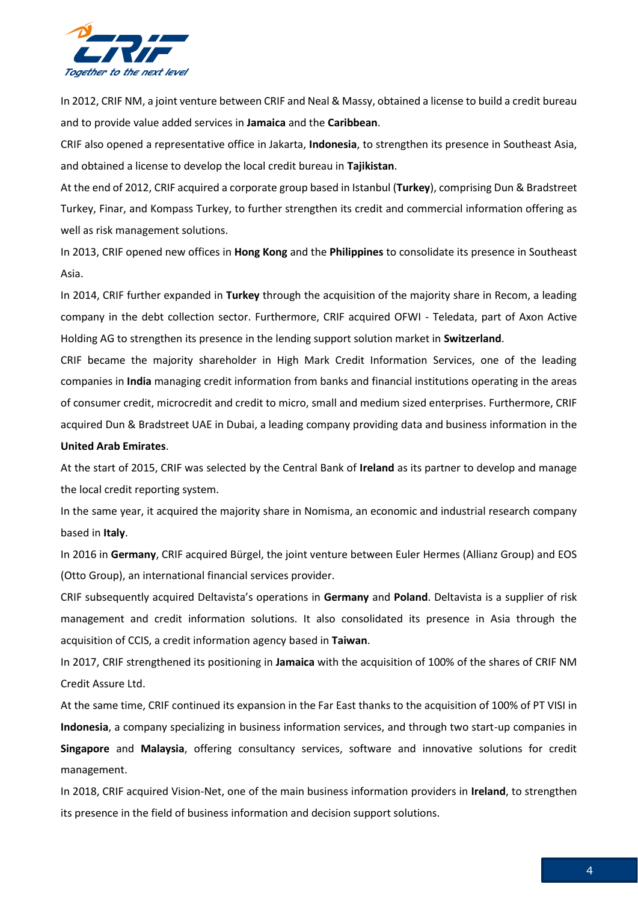In 2012, CRIF NM, a joint venture between CRIF and Neal & Massy, obtained a license to build a credit bureau and to provide value added services in **Jamaica** and the **Caribbean**.

CRIF also opened a representative office in Jakarta, **Indonesia**, to strengthen its presence in Southeast Asia, and obtained a license to develop the local credit bureau in **Tajikistan**.

At the end of 2012, CRIF acquired a corporate group based in Istanbul (**Turkey**), comprising Dun & Bradstreet Turkey, Finar, and Kompass Turkey, to further strengthen its credit and commercial information offering as well as risk management solutions.

In 2013, CRIF opened new offices in **Hong Kong** and the **Philippines** to consolidate its presence in Southeast Asia.

In 2014, CRIF further expanded in **Turkey** through the acquisition of the majority share in Recom, a leading company in the debt collection sector. Furthermore, CRIF acquired OFWI - Teledata, part of Axon Active Holding AG to strengthen its presence in the lending support solution market in **Switzerland**.

CRIF became the majority shareholder in High Mark Credit Information Services, one of the leading companies in **India** managing credit information from banks and financial institutions operating in the areas of consumer credit, microcredit and credit to micro, small and medium sized enterprises. Furthermore, CRIF acquired Dun & Bradstreet UAE in Dubai, a leading company providing data and business information in the **United Arab Emirates**.

At the start of 2015, CRIF was selected by the Central Bank of **Ireland** as its partner to develop and manage the local credit reporting system.

In the same year, it acquired the majority share in Nomisma, an economic and industrial research company based in **Italy**.

In 2016 in **Germany**, CRIF acquired Bürgel, the joint venture between Euler Hermes (Allianz Group) and EOS (Otto Group), an international financial services provider.

CRIF subsequently acquired Deltavista's operations in **Germany** and **Poland**. Deltavista is a supplier of risk management and credit information solutions. It also consolidated its presence in Asia through the acquisition of CCIS, a credit information agency based in **Taiwan**.

In 2017, CRIF strengthened its positioning in **Jamaica** with the acquisition of 100% of the shares of CRIF NM Credit Assure Ltd.

At the same time, CRIF continued its expansion in the Far East thanks to the acquisition of 100% of PT VISI in **Indonesia**, a company specializing in business information services, and through two start-up companies in **Singapore** and **Malaysia**, offering consultancy services, software and innovative solutions for credit management.

In 2018, CRIF acquired Vision-Net, one of the main business information providers in **Ireland**, to strengthen its presence in the field of business information and decision support solutions.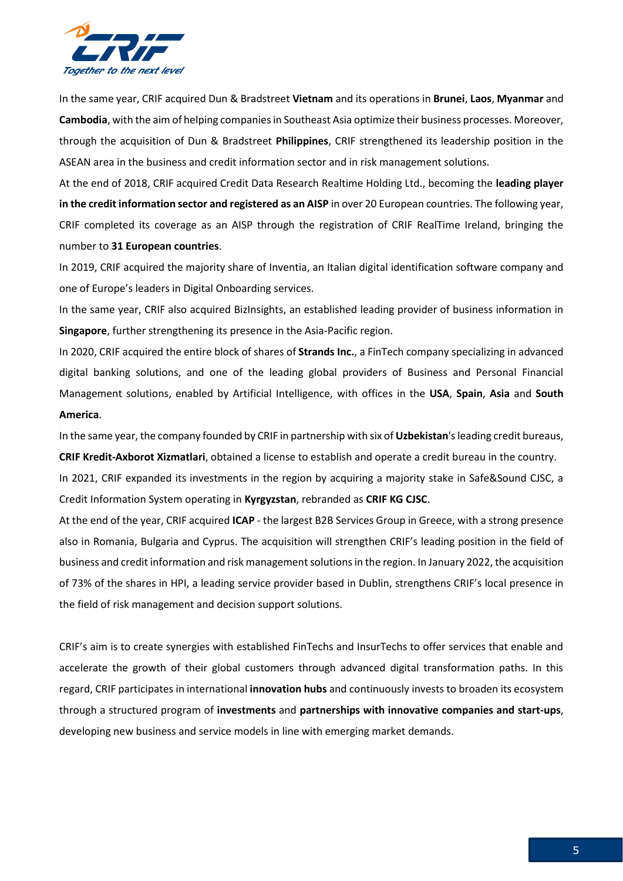In the same year, CRIF acquired Dun & Bradstreet **Vietnam** and its operations in **Brunei**, **Laos**, **Myanmar** and **Cambodia**, with the aim of helping companies in Southeast Asia optimize their business processes. Moreover, through the acquisition of Dun & Bradstreet **Philippines**, CRIF strengthened its leadership position in the ASEAN area in the business and credit information sector and in risk management solutions.

At the end of 2018, CRIF acquired Credit Data Research Realtime Holding Ltd., becoming the **leading player in the credit information sector and registered as an AISP** in over 20 European countries. The following year, CRIF completed its coverage as an AISP through the registration of CRIF RealTime Ireland, bringing the number to **31 European countries**.

In 2019, CRIF acquired the majority share of Inventia, an Italian digital identification software company and one of Europe's leaders in Digital Onboarding services.

In the same year, CRIF also acquired BizInsights, an established leading provider of business information in **Singapore**, further strengthening its presence in the Asia-Pacific region.

In 2020, CRIF acquired the entire block of shares of **Strands Inc.**, a FinTech company specializing in advanced digital banking solutions, and one of the leading global providers of Business and Personal Financial Management solutions, enabled by Artificial Intelligence, with offices in the **USA**, **Spain**, **Asia** and **South America**.

In the same year, the company founded by CRIF in partnership with six of **Uzbekistan**'s leading credit bureaus, **CRIF Kredit-Axborot Xizmatlari**, obtained a license to establish and operate a credit bureau in the country.

In 2021, CRIF expanded its investments in the region by acquiring a majority stake in Safe&Sound CJSC, a Credit Information System operating in **Kyrgyzstan**, rebranded as **CRIF KG CJSC**.

At the end of the year, CRIF acquired **ICAP** - the largest B2B Services Group in Greece, with a strong presence also in Romania, Bulgaria and Cyprus. The acquisition will strengthen CRIF's leading position in the field of business and credit information and risk management solutions in the region. In January 2022, the acquisition of 73% of the shares in HPI, a leading service provider based in Dublin, strengthens CRIF's local presence in the field of risk management and decision support solutions.

CRIF's aim is to create synergies with established FinTechs and InsurTechs to offer services that enable and accelerate the growth of their global customers through advanced digital transformation paths. In this regard, CRIF participates in international **innovation hubs** and continuously invests to broaden its ecosystem through a structured program of **investments** and **partnerships with innovative companies and start-ups**, developing new business and service models in line with emerging market demands.